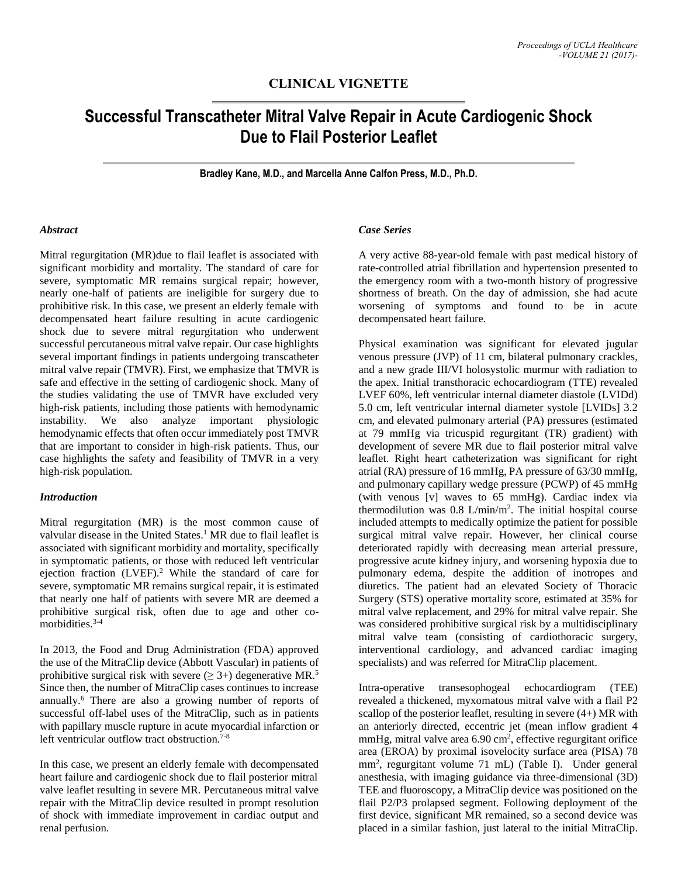## CLINICAL VIGNETTE

# Successful Transcatheter Mitral Valve Repair in Acute Cardiogenic Shock Due to Flail Posterior Leaflet

**Bradley Kane, M.D., and Marcella Anne Calfon Press, M.D., Ph.D.**

### *Abstract*

Mitral regurgitation (MR)due to flail leaflet is associated with significant morbidity and mortality. The standard of care for severe, symptomatic MR remains surgical repair; however, nearly one-half of patients are ineligible for surgery due to prohibitive risk. In this case, we present an elderly female with decompensated heart failure resulting in acute cardiogenic shock due to severe mitral regurgitation who underwent successful percutaneous mitral valve repair. Our case highlights several important findings in patients undergoing transcatheter mitral valve repair (TMVR). First, we emphasize that TMVR is safe and effective in the setting of cardiogenic shock. Many of the studies validating the use of TMVR have excluded very high-risk patients, including those patients with hemodynamic instability. We also analyze important physiologic hemodynamic effects that often occur immediately post TMVR that are important to consider in high-risk patients. Thus, our case highlights the safety and feasibility of TMVR in a very high-risk population.

### *Introduction*

Mitral regurgitation (MR) is the most common cause of valvular disease in the United States.[1] MR due to flail leaflet is associated with significant morbidity and mortality, specifically in symptomatic patients, or those with reduced left ventricular ejection fraction (LVEF).[2] While the standard of care for severe, symptomatic MR remains surgical repair, it is estimated that nearly one half of patients with severe MR are deemed a prohibitive surgical risk, often due to age and other co-morbidities.[3-4]

In 2013, the Food and Drug Administration (FDA) approved the use of the MitraClip device (Abbott Vascular) in patients of prohibitive surgical risk with severe ($\geq$ 3+) degenerative MR.[5] Since then, the number of MitraClip cases continues to increase annually.[6] There are also a growing number of reports of successful off-label uses of the MitraClip, such as in patients with papillary muscle rupture in acute myocardial infarction or left ventricular outflow tract obstruction.[7-8]

In this case, we present an elderly female with decompensated heart failure and cardiogenic shock due to flail posterior mitral valve leaflet resulting in severe MR. Percutaneous mitral valve repair with the MitraClip device resulted in prompt resolution of shock with immediate improvement in cardiac output and renal perfusion.

### *Case Series*

A very active 88-year-old female with past medical history of rate-controlled atrial fibrillation and hypertension presented to the emergency room with a two-month history of progressive shortness of breath. On the day of admission, she had acute worsening of symptoms and found to be in acute decompensated heart failure.

Physical examination was significant for elevated jugular venous pressure (JVP) of 11 cm, bilateral pulmonary crackles, and a new grade III/VI holosystolic murmur with radiation to the apex. Initial transthoracic echocardiogram (TTE) revealed LVEF 60%, left ventricular internal diameter diastole (LVIDd) 5.0 cm, left ventricular internal diameter systole [LVIDs] 3.2 cm, and elevated pulmonary arterial (PA) pressures (estimated at 79 mmHg via tricuspid regurgitant (TR) gradient) with development of severe MR due to flail posterior mitral valve leaflet. Right heart catheterization was significant for right atrial (RA) pressure of 16 mmHg, PA pressure of 63/30 mmHg, and pulmonary capillary wedge pressure (PCWP) of 45 mmHg (with venous [v] waves to 65 mmHg). Cardiac index via thermodilution was 0.8 L/min/m$^2$. The initial hospital course included attempts to medically optimize the patient for possible surgical mitral valve repair. However, her clinical course deteriorated rapidly with decreasing mean arterial pressure, progressive acute kidney injury, and worsening hypoxia due to pulmonary edema, despite the addition of inotropes and diuretics. The patient had an elevated Society of Thoracic Surgery (STS) operative mortality score, estimated at 35% for mitral valve replacement, and 29% for mitral valve repair. She was considered prohibitive surgical risk by a multidisciplinary mitral valve team (consisting of cardiothoracic surgery, interventional cardiology, and advanced cardiac imaging specialists) and was referred for MitraClip placement.

Intra-operative transesophogeal echocardiogram (TEE) revealed a thickened, myxomatous mitral valve with a flail P2 scallop of the posterior leaflet, resulting in severe (4+) MR with an anteriorly directed, eccentric jet (mean inflow gradient 4 mmHg, mitral valve area 6.90 cm$^2$, effective regurgitant orifice area (EROA) by proximal isovelocity surface area (PISA) 78 mm$^2$, regurgitant volume 71 mL) (Table I). Under general anesthesia, with imaging guidance via three-dimensional (3D) TEE and fluoroscopy, a MitraClip device was positioned on the flail P2/P3 prolapsed segment. Following deployment of the first device, significant MR remained, so a second device was placed in a similar fashion, just lateral to the initial MitraClip.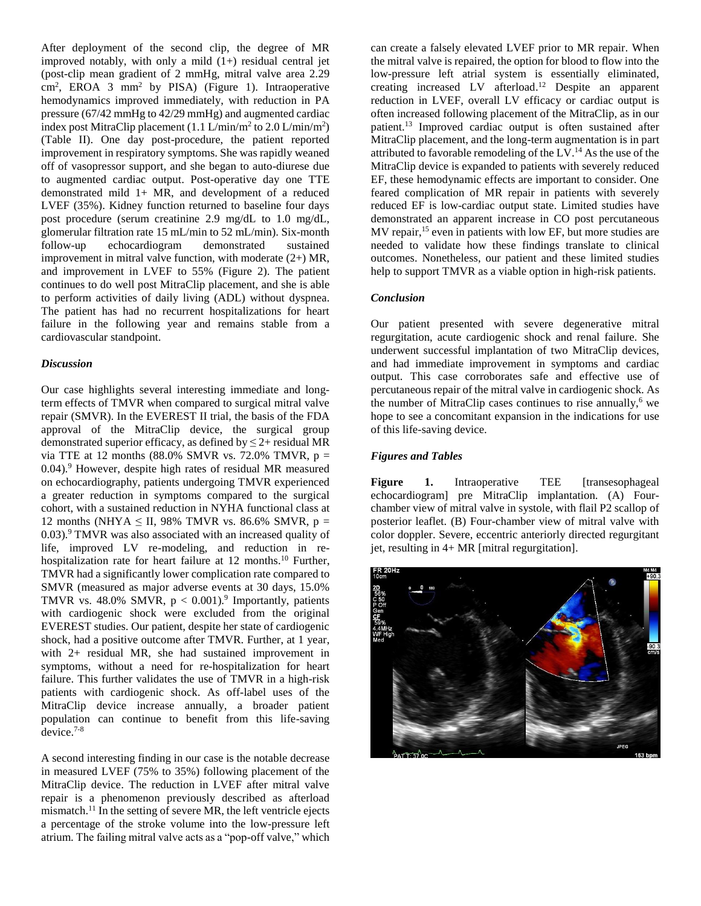After deployment of the second clip, the degree of MR improved notably, with only a mild (1+) residual central jet (post-clip mean gradient of 2 mmHg, mitral valve area 2.29 $cm^2$, EROA 3 $mm^2$ by PISA) (Figure 1). Intraoperative hemodynamics improved immediately, with reduction in PA pressure (67/42 mmHg to 42/29 mmHg) and augmented cardiac index post MitraClip placement (1.1 L/min/$m^2$ to 2.0 L/min/$m^2$) (Table II). One day post-procedure, the patient reported improvement in respiratory symptoms. She was rapidly weaned off of vasopressor support, and she began to auto-diurese due to augmented cardiac output. Post-operative day one TTE demonstrated mild 1+ MR, and development of a reduced LVEF (35%). Kidney function returned to baseline four days post procedure (serum creatinine 2.9 mg/dL to 1.0 mg/dL, glomerular filtration rate 15 mL/min to 52 mL/min). Six-month follow-up echocardiogram demonstrated sustained improvement in mitral valve function, with moderate (2+) MR, and improvement in LVEF to 55% (Figure 2). The patient continues to do well post MitraClip placement, and she is able to perform activities of daily living (ADL) without dyspnea. The patient has had no recurrent hospitalizations for heart failure in the following year and remains stable from a cardiovascular standpoint.

### *Discussion*

Our case highlights several interesting immediate and long-term effects of TMVR when compared to surgical mitral valve repair (SMVR). In the EVEREST II trial, the basis of the FDA approval of the MitraClip device, the surgical group demonstrated superior efficacy, as defined by ≤ 2+ residual MR via TTE at 12 months (88.0% SMVR vs. 72.0% TMVR, $p = 0.04$).[9] However, despite high rates of residual MR measured on echocardiography, patients undergoing TMVR experienced a greater reduction in symptoms compared to the surgical cohort, with a sustained reduction in NYHA functional class at 12 months (NYHA ≤ II, 98% TMVR vs. 86.6% SMVR, $p = 0.03$).[9] TMVR was also associated with an increased quality of life, improved LV re-modeling, and reduction in re-hospitalization rate for heart failure at 12 months.[10] Further, TMVR had a significantly lower complication rate compared to SMVR (measured as major adverse events at 30 days, 15.0% TMVR vs. 48.0% SMVR, $p < 0.001$).[9] Importantly, patients with cardiogenic shock were excluded from the original EVEREST studies. Our patient, despite her state of cardiogenic shock, had a positive outcome after TMVR. Further, at 1 year, with 2+ residual MR, she had sustained improvement in symptoms, without a need for re-hospitalization for heart failure. This further validates the use of TMVR in a high-risk patients with cardiogenic shock. As off-label uses of the MitraClip device increase annually, a broader patient population can continue to benefit from this life-saving device.[7-8]

A second interesting finding in our case is the notable decrease in measured LVEF (75% to 35%) following placement of the MitraClip device. The reduction in LVEF after mitral valve repair is a phenomenon previously described as afterload mismatch.[11] In the setting of severe MR, the left ventricle ejects a percentage of the stroke volume into the low-pressure left atrium. The failing mitral valve acts as a "pop-off valve," which can create a falsely elevated LVEF prior to MR repair. When the mitral valve is repaired, the option for blood to flow into the low-pressure left atrial system is essentially eliminated, creating increased LV afterload.[12] Despite an apparent reduction in LVEF, overall LV efficacy or cardiac output is often increased following placement of the MitraClip, as in our patient.[13] Improved cardiac output is often sustained after MitraClip placement, and the long-term augmentation is in part attributed to favorable remodeling of the LV.[14] As the use of the MitraClip device is expanded to patients with severely reduced EF, these hemodynamic effects are important to consider. One feared complication of MR repair in patients with severely reduced EF is low-cardiac output state. Limited studies have demonstrated an apparent increase in CO post percutaneous MV repair,[15] even in patients with low EF, but more studies are needed to validate how these findings translate to clinical outcomes. Nonetheless, our patient and these limited studies help to support TMVR as a viable option in high-risk patients.

### *Conclusion*

Our patient presented with severe degenerative mitral regurgitation, acute cardiogenic shock and renal failure. She underwent successful implantation of two MitraClip devices, and had immediate improvement in symptoms and cardiac output. This case corroborates safe and effective use of percutaneous repair of the mitral valve in cardiogenic shock. As the number of MitraClip cases continues to rise annually,[6] we hope to see a concomitant expansion in the indications for use of this life-saving device.

### *Figures and Tables*

**Figure 1.** Intraoperative TEE [transesophageal echocardiogram] pre MitraClip implantation. (A) Four-chamber view of mitral valve in systole, with flail P2 scallop of posterior leaflet. (B) Four-chamber view of mitral valve with color doppler. Severe, eccentric anteriorly directed regurgitant jet, resulting in 4+ MR [mitral regurgitation].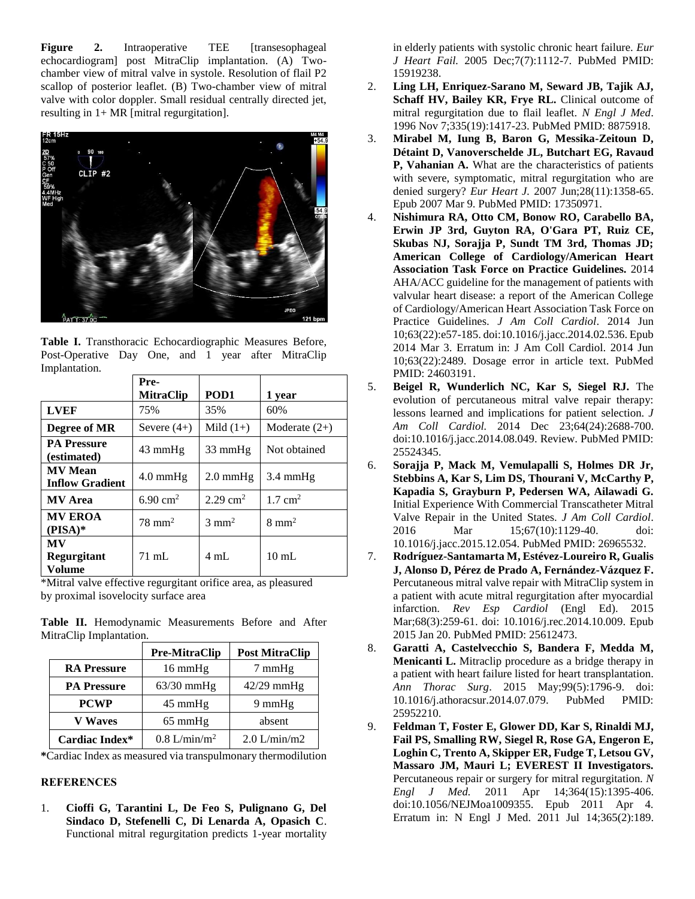**Figure 2.** Intraoperative TEE [transesophageal echocardiogram] post MitraClip implantation. (A) Two-chamber view of mitral valve in systole. Resolution of flail P2 scallop of posterior leaflet. (B) Two-chamber view of mitral valve with color doppler. Small residual centrally directed jet, resulting in 1+ MR [mitral regurgitation].

**Table I.** Transthoracic Echocardiographic Measures Before, Post-Operative Day One, and 1 year after MitraClip Implantation.

| | Pre-MitraClip | POD1 | 1 year |
|---|---|---|---|
| **LVEF** | 75% | 35% | 60% |
| **Degree of MR** | Severe (4+) | Mild (1+) | Moderate (2+) |
| **PA Pressure (estimated)** | 43 mmHg | 33 mmHg | Not obtained |
| **MV Mean Inflow Gradient** | 4.0 mmHg | 2.0 mmHg | 3.4 mmHg |
| **MV Area** | 6.90 $cm^2$ | 2.29 $cm^2$ | 1.7 $cm^2$ |
| **MV EROA (PISA)*** | 78 $mm^2$ | 3 $mm^2$ | 8 $mm^2$ |
| **MV Regurgitant Volume** | 71 mL | 4 mL | 10 mL |

*Mitral valve effective regurgitant orifice area, as pleasured by proximal isovelocity surface area

**Table II.** Hemodynamic Measurements Before and After MitraClip Implantation.

| | Pre-MitraClip | Post MitraClip |
|---|---|---|
| **RA Pressure** | 16 mmHg | 7 mmHg |
| **PA Pressure** | 63/30 mmHg | 42/29 mmHg |
| **PCWP** | 45 mmHg | 9 mmHg |
| **V Waves** | 65 mmHg | absent |
| **Cardiac Index*** | 0.8 L/min/$m^2$ | 2.0 L/min/m2 |

*Cardiac Index as measured via transpulmonary thermodilution

## REFERENCES

1. **Cioffi G, Tarantini L, De Feo S, Pulignano G, Del Sindaco D, Stefenelli C, Di Lenarda A, Opasich C**. Functional mitral regurgitation predicts 1-year mortality in elderly patients with systolic chronic heart failure. *Eur J Heart Fail.* 2005 Dec;7(7):1112-7. PubMed PMID: 15919238.
2. **Ling LH, Enriquez-Sarano M, Seward JB, Tajik AJ, Schaff HV, Bailey KR, Frye RL.** Clinical outcome of mitral regurgitation due to flail leaflet. *N Engl J Med*. 1996 Nov 7;335(19):1417-23. PubMed PMID: 8875918.
3. **Mirabel M, Iung B, Baron G, Messika-Zeitoun D, Détaint D, Vanoverschelde JL, Butchart EG, Ravaud P, Vahanian A.** What are the characteristics of patients with severe, symptomatic, mitral regurgitation who are denied surgery? *Eur Heart J*. 2007 Jun;28(11):1358-65. Epub 2007 Mar 9. PubMed PMID: 17350971.
4. **Nishimura RA, Otto CM, Bonow RO, Carabello BA, Erwin JP 3rd, Guyton RA, O'Gara PT, Ruiz CE, Skubas NJ, Sorajja P, Sundt TM 3rd, Thomas JD; American College of Cardiology/American Heart Association Task Force on Practice Guidelines.** 2014 AHA/ACC guideline for the management of patients with valvular heart disease: a report of the American College of Cardiology/American Heart Association Task Force on Practice Guidelines. *J Am Coll Cardiol*. 2014 Jun 10;63(22):e57-185. doi:10.1016/j.jacc.2014.02.536. Epub 2014 Mar 3. Erratum in: J Am Coll Cardiol. 2014 Jun 10;63(22):2489. Dosage error in article text. PubMed PMID: 24603191.
5. **Beigel R, Wunderlich NC, Kar S, Siegel RJ.** The evolution of percutaneous mitral valve repair therapy: lessons learned and implications for patient selection. *J Am Coll Cardiol.* 2014 Dec 23;64(24):2688-700. doi:10.1016/j.jacc.2014.08.049. Review. PubMed PMID: 25524345.
6. **Sorajja P, Mack M, Vemulapalli S, Holmes DR Jr, Stebbins A, Kar S, Lim DS, Thourani V, McCarthy P, Kapadia S, Grayburn P, Pedersen WA, Ailawadi G.** Initial Experience With Commercial Transcatheter Mitral Valve Repair in the United States. *J Am Coll Cardiol*. 2016 Mar 15;67(10):1129-40. doi: 10.1016/j.jacc.2015.12.054. PubMed PMID: 26965532.
7. **Rodríguez-Santamarta M, Estévez-Loureiro R, Gualis J, Alonso D, Pérez de Prado A, Fernández-Vázquez F.** Percutaneous mitral valve repair with MitraClip system in a patient with acute mitral regurgitation after myocardial infarction. *Rev Esp Cardiol* (Engl Ed). 2015 Mar;68(3):259-61. doi: 10.1016/j.rec.2014.10.009. Epub 2015 Jan 20. PubMed PMID: 25612473.
8. **Garatti A, Castelvecchio S, Bandera F, Medda M, Menicanti L.** Mitraclip procedure as a bridge therapy in a patient with heart failure listed for heart transplantation. *Ann Thorac Surg*. 2015 May;99(5):1796-9. doi: 10.1016/j.athoracsur.2014.07.079. PubMed PMID: 25952210.
9. **Feldman T, Foster E, Glower DD, Kar S, Rinaldi MJ, Fail PS, Smalling RW, Siegel R, Rose GA, Engeron E, Loghin C, Trento A, Skipper ER, Fudge T, Letsou GV, Massaro JM, Mauri L; EVEREST II Investigators.** Percutaneous repair or surgery for mitral regurgitation. *N Engl J Med.* 2011 Apr 14;364(15):1395-406. doi:10.1056/NEJMoa1009355. Epub 2011 Apr 4. Erratum in: N Engl J Med. 2011 Jul 14;365(2):189.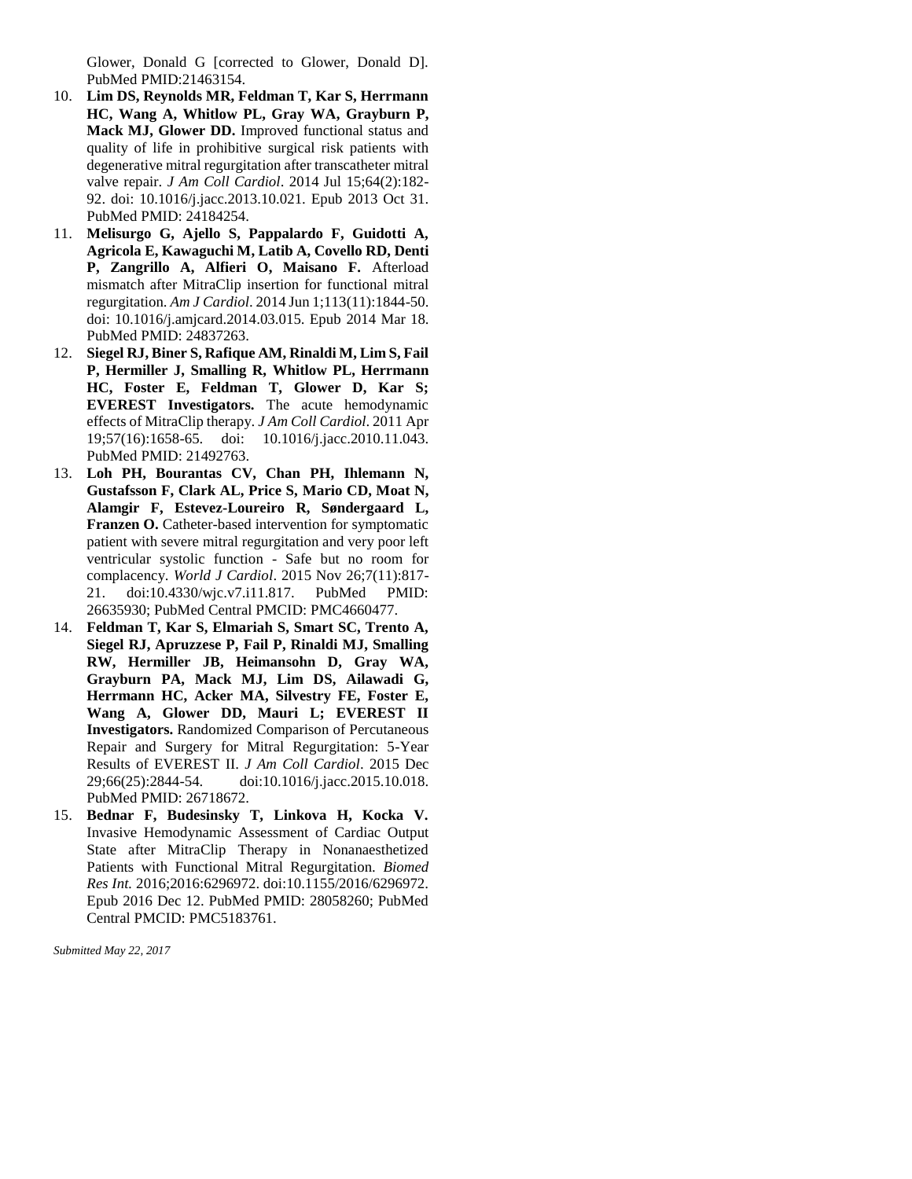Glower, Donald G [corrected to Glower, Donald D]. PubMed PMID:21463154.

10. **Lim DS, Reynolds MR, Feldman T, Kar S, Herrmann HC, Wang A, Whitlow PL, Gray WA, Grayburn P, Mack MJ, Glower DD.** Improved functional status and quality of life in prohibitive surgical risk patients with degenerative mitral regurgitation after transcatheter mitral valve repair. *J Am Coll Cardiol*. 2014 Jul 15;64(2):182-92. doi: 10.1016/j.jacc.2013.10.021. Epub 2013 Oct 31. PubMed PMID: 24184254.
11. **Melisurgo G, Ajello S, Pappalardo F, Guidotti A, Agricola E, Kawaguchi M, Latib A, Covello RD, Denti P, Zangrillo A, Alfieri O, Maisano F.** Afterload mismatch after MitraClip insertion for functional mitral regurgitation. *Am J Cardiol*. 2014 Jun 1;113(11):1844-50. doi: 10.1016/j.amjcard.2014.03.015. Epub 2014 Mar 18. PubMed PMID: 24837263.
12. **Siegel RJ, Biner S, Rafique AM, Rinaldi M, Lim S, Fail P, Hermiller J, Smalling R, Whitlow PL, Herrmann HC, Foster E, Feldman T, Glower D, Kar S; EVEREST Investigators.** The acute hemodynamic effects of MitraClip therapy. *J Am Coll Cardiol*. 2011 Apr 19;57(16):1658-65. doi: 10.1016/j.jacc.2010.11.043. PubMed PMID: 21492763.
13. **Loh PH, Bourantas CV, Chan PH, Ihlemann N, Gustafsson F, Clark AL, Price S, Mario CD, Moat N, Alamgir F, Estevez-Loureiro R, Søndergaard L, Franzen O.** Catheter-based intervention for symptomatic patient with severe mitral regurgitation and very poor left ventricular systolic function - Safe but no room for complacency. *World J Cardiol*. 2015 Nov 26;7(11):817-21. doi:10.4330/wjc.v7.i11.817. PubMed PMID: 26635930; PubMed Central PMCID: PMC4660477.
14. **Feldman T, Kar S, Elmariah S, Smart SC, Trento A, Siegel RJ, Apruzzese P, Fail P, Rinaldi MJ, Smalling RW, Hermiller JB, Heimansohn D, Gray WA, Grayburn PA, Mack MJ, Lim DS, Ailawadi G, Herrmann HC, Acker MA, Silvestry FE, Foster E, Wang A, Glower DD, Mauri L; EVEREST II Investigators.** Randomized Comparison of Percutaneous Repair and Surgery for Mitral Regurgitation: 5-Year Results of EVEREST II. *J Am Coll Cardiol*. 2015 Dec 29;66(25):2844-54. doi:10.1016/j.jacc.2015.10.018. PubMed PMID: 26718672.
15. **Bednar F, Budesinsky T, Linkova H, Kocka V.** Invasive Hemodynamic Assessment of Cardiac Output State after MitraClip Therapy in Nonanaesthetized Patients with Functional Mitral Regurgitation. *Biomed Res Int.* 2016;2016:6296972. doi:10.1155/2016/6296972. Epub 2016 Dec 12. PubMed PMID: 28058260; PubMed Central PMCID: PMC5183761.

*Submitted May 22, 2017*